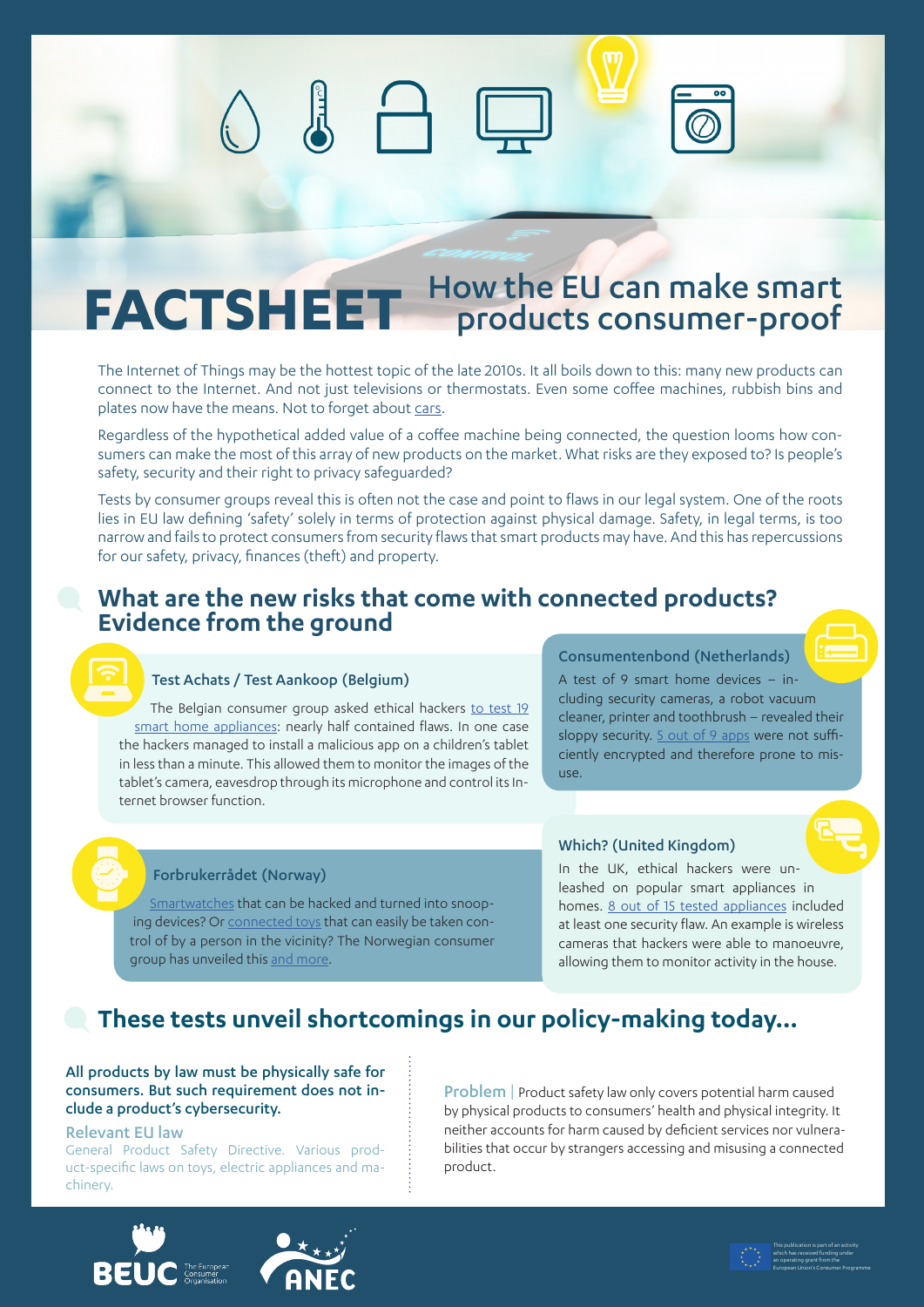# FACTSHEET How the EU can make smart products consumer-proof

The Internet of Things may be the hottest topic of the late 2010s. It all boils down to this: many new products can connect to the Internet. And not just televisions or thermostats. Even some coffee machines, rubbish bins and plates now have the means. Not to forget about cars.

Regardless of the hypothetical added value of a coffee machine being connected, the question looms how consumers can make the most of this array of new products on the market. What risks are they exposed to? Is people's safety, security and their right to privacy safeguarded?

Tests by consumer groups reveal this is often not the case and point to flaws in our legal system. One of the roots lies in EU law defining 'safety' solely in terms of protection against physical damage. Safety, in legal terms, is too narrow and fails to protect consumers from security flaws that smart products may have. And this has repercussions for our safety, privacy, finances (theft) and property.

## What are the new risks that come with connected products? Evidence from the ground

### Test Achats / Test Aankoop (Belgium)

The Belgian consumer group asked ethical hackers to test 19 smart home appliances: nearly half contained flaws. In one case the hackers managed to install a malicious app on a children's tablet in less than a minute. This allowed them to monitor the images of the tablet's camera, eavesdrop through its microphone and control its Internet browser function.

### Consumentenbond (Netherlands)

A test of 9 smart home devices – including security cameras, a robot vacuum cleaner, printer and toothbrush – revealed their sloppy security. 5 out of 9 apps were not sufficiently encrypted and therefore prone to misuse.

### Forbrukerrådet (Norway)

Smartwatches that can be hacked and turned into snooping devices? Or connected toys that can easily be taken control of by a person in the vicinity? The Norwegian consumer group has unveiled this and more.

### Which? (United Kingdom)

In the UK, ethical hackers were unleashed on popular smart appliances in homes. 8 out of 15 tested appliances included at least one security flaw. An example is wireless cameras that hackers were able to manoeuvre, allowing them to monitor activity in the house.

## These tests unveil shortcomings in our policy-making today...

All products by law must be physically safe for consumers. But such requirement does not include a product's cybersecurity.

**Relevant EU law**

General Product Safety Directive. Various product-specific laws on toys, electric appliances and machinery.

**Problem** | Product safety law only covers potential harm caused by physical products to consumers' health and physical integrity. It neither accounts for harm caused by deficient services nor vulnerabilities that occur by strangers accessing and misusing a connected product.

BEUC The European Consumer Organisation

ANEC

This publication is part of an activity which has received funding under an operating grant from the European Union's Consumer Programme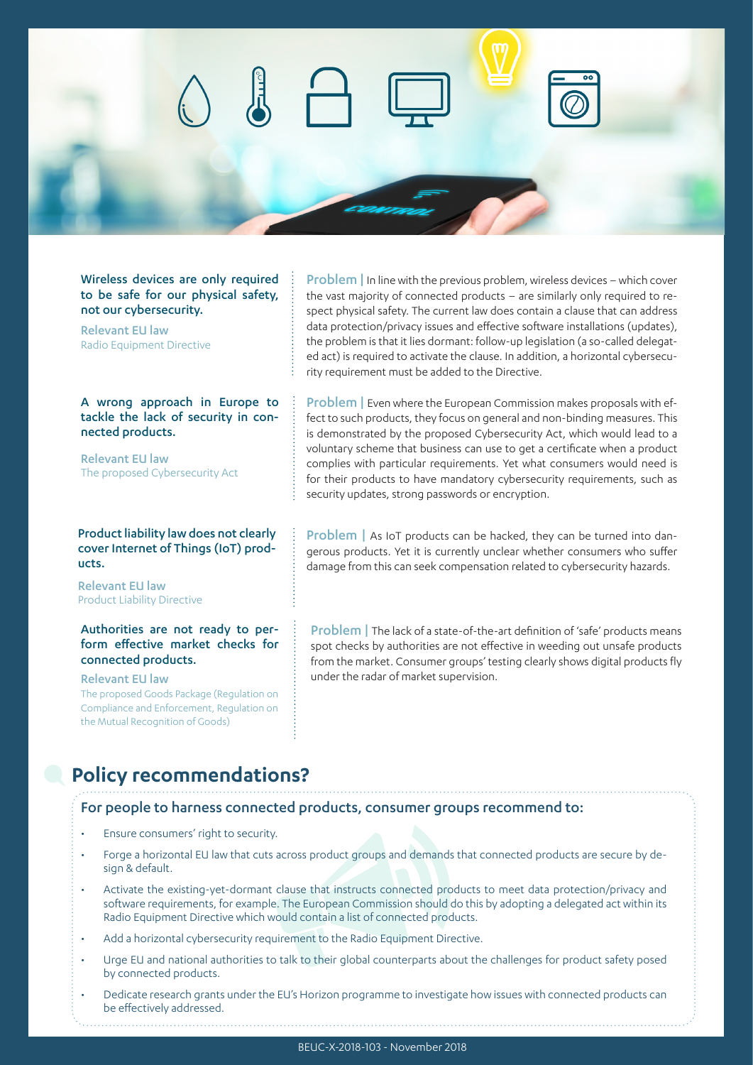**Wireless devices are only required to be safe for our physical safety, not our cybersecurity.**

Relevant EU law
Radio Equipment Directive

**Problem |** In line with the previous problem, wireless devices – which cover the vast majority of connected products – are similarly only required to respect physical safety. The current law does contain a clause that can address data protection/privacy issues and effective software installations (updates), the problem is that it lies dormant: follow-up legislation (a so-called delegated act) is required to activate the clause. In addition, a horizontal cybersecurity requirement must be added to the Directive.

**A wrong approach in Europe to tackle the lack of security in connected products.**

Relevant EU law
The proposed Cybersecurity Act

**Problem |** Even where the European Commission makes proposals with effect to such products, they focus on general and non-binding measures. This is demonstrated by the proposed Cybersecurity Act, which would lead to a voluntary scheme that business can use to get a certificate when a product complies with particular requirements. Yet what consumers would need is for their products to have mandatory cybersecurity requirements, such as security updates, strong passwords or encryption.

**Product liability law does not clearly cover Internet of Things (IoT) products.**

Relevant EU law
Product Liability Directive

**Problem |** As IoT products can be hacked, they can be turned into dangerous products. Yet it is currently unclear whether consumers who suffer damage from this can seek compensation related to cybersecurity hazards.

**Authorities are not ready to perform effective market checks for connected products.**

Relevant EU law
The proposed Goods Package (Regulation on Compliance and Enforcement, Regulation on the Mutual Recognition of Goods)

**Problem |** The lack of a state-of-the-art definition of 'safe' products means spot checks by authorities are not effective in weeding out unsafe products from the market. Consumer groups' testing clearly shows digital products fly under the radar of market supervision.

## Policy recommendations?

### For people to harness connected products, consumer groups recommend to:

- Ensure consumers' right to security.
- Forge a horizontal EU law that cuts across product groups and demands that connected products are secure by design & default.
- Activate the existing-yet-dormant clause that instructs connected products to meet data protection/privacy and software requirements, for example. The European Commission should do this by adopting a delegated act within its Radio Equipment Directive which would contain a list of connected products.
- Add a horizontal cybersecurity requirement to the Radio Equipment Directive.
- Urge EU and national authorities to talk to their global counterparts about the challenges for product safety posed by connected products.
- Dedicate research grants under the EU's Horizon programme to investigate how issues with connected products can be effectively addressed.

BEUC-X-2018-103 - November 2018